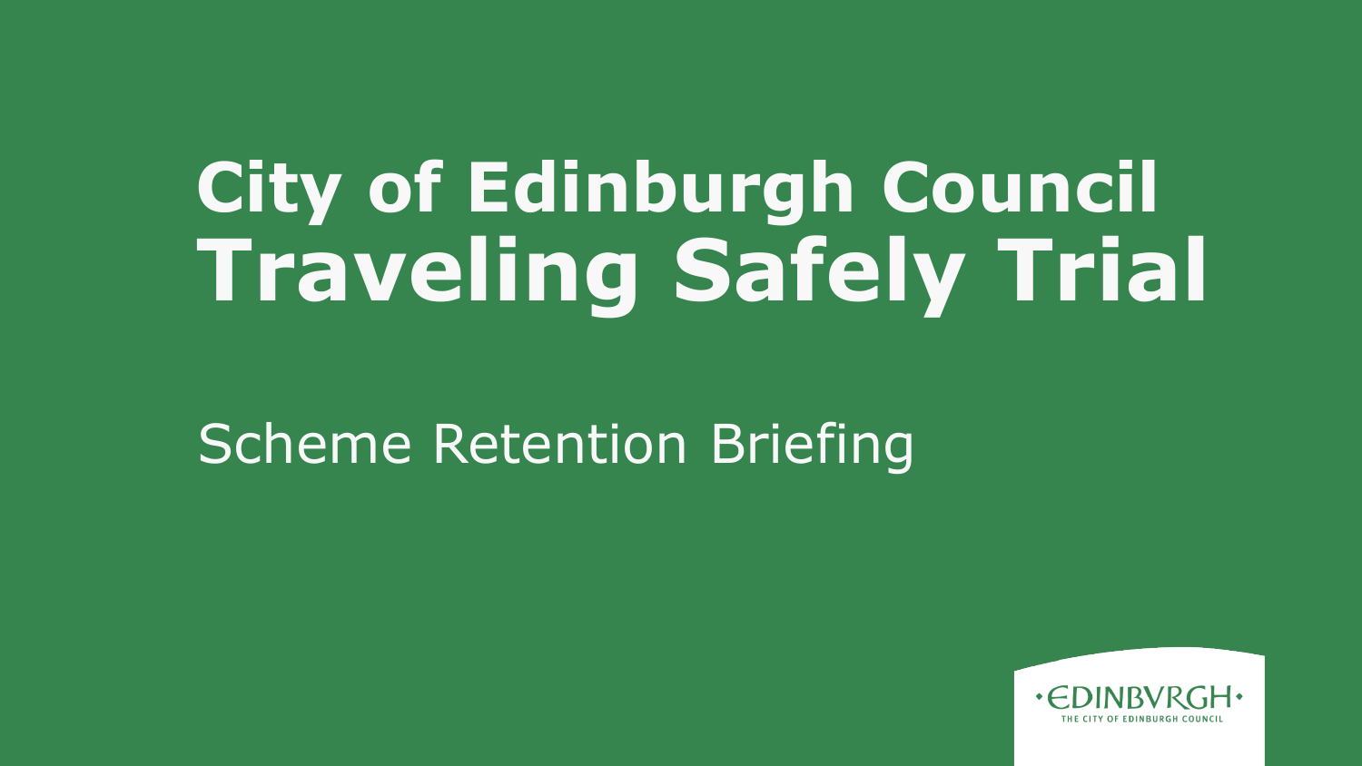# City of Edinburgh Council
# Traveling Safely Trial

Scheme Retention Briefing

•EDINBVRGH•
THE CITY OF EDINBURGH COUNCIL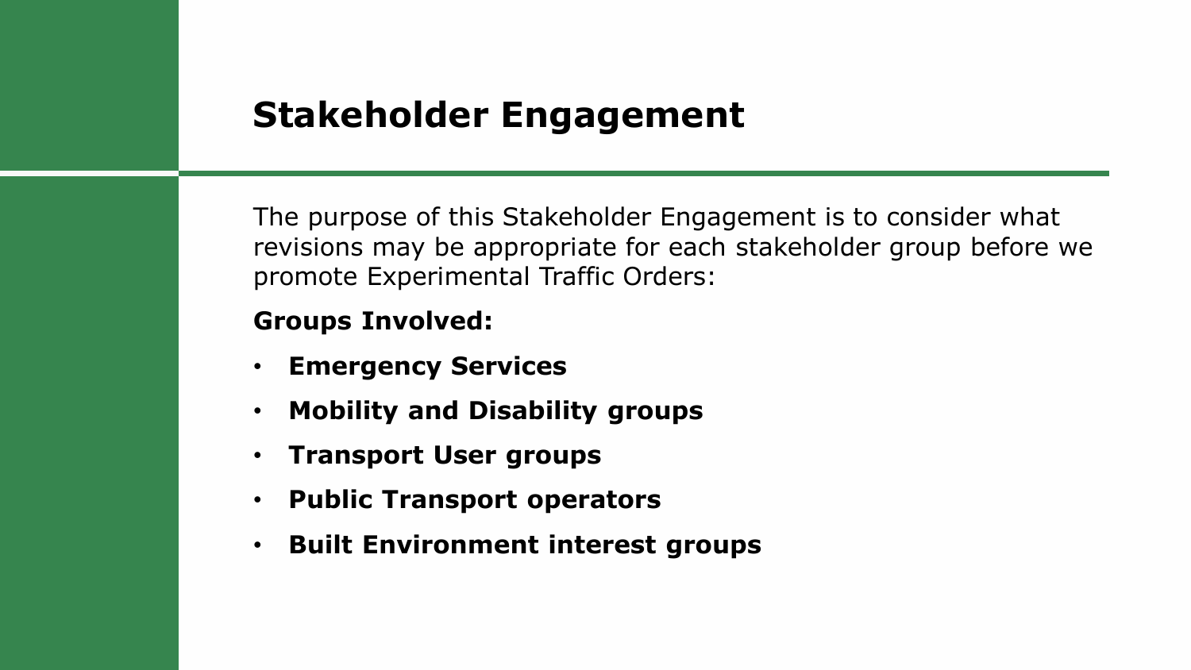# Stakeholder Engagement

The purpose of this Stakeholder Engagement is to consider what revisions may be appropriate for each stakeholder group before we promote Experimental Traffic Orders:

**Groups Involved:**

- **Emergency Services**
- **Mobility and Disability groups**
- **Transport User groups**
- **Public Transport operators**
- **Built Environment interest groups**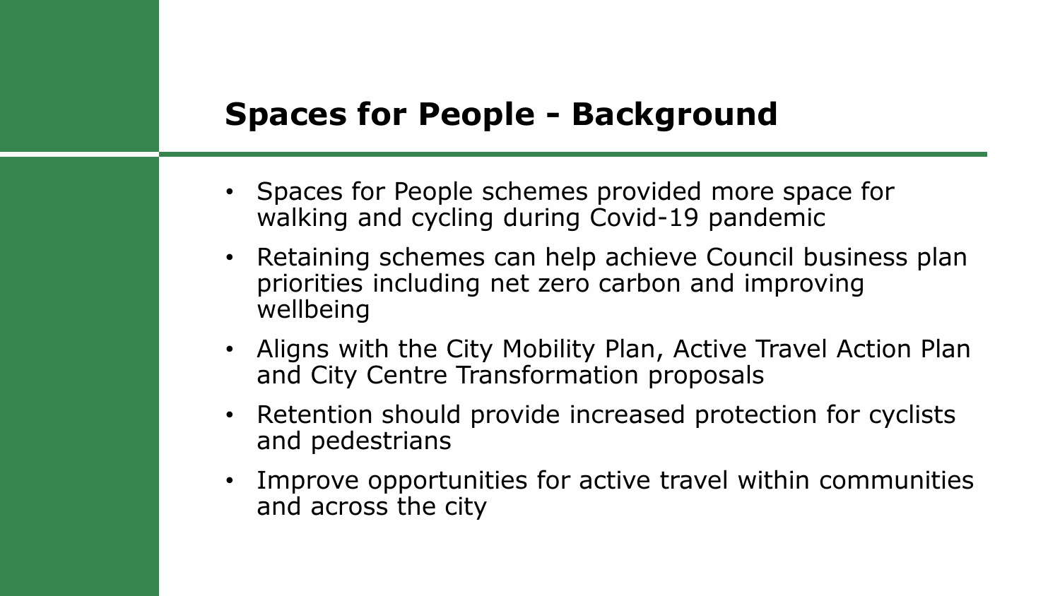## Spaces for People - Background

- Spaces for People schemes provided more space for walking and cycling during Covid-19 pandemic
- Retaining schemes can help achieve Council business plan priorities including net zero carbon and improving wellbeing
- Aligns with the City Mobility Plan, Active Travel Action Plan and City Centre Transformation proposals
- Retention should provide increased protection for cyclists and pedestrians
- Improve opportunities for active travel within communities and across the city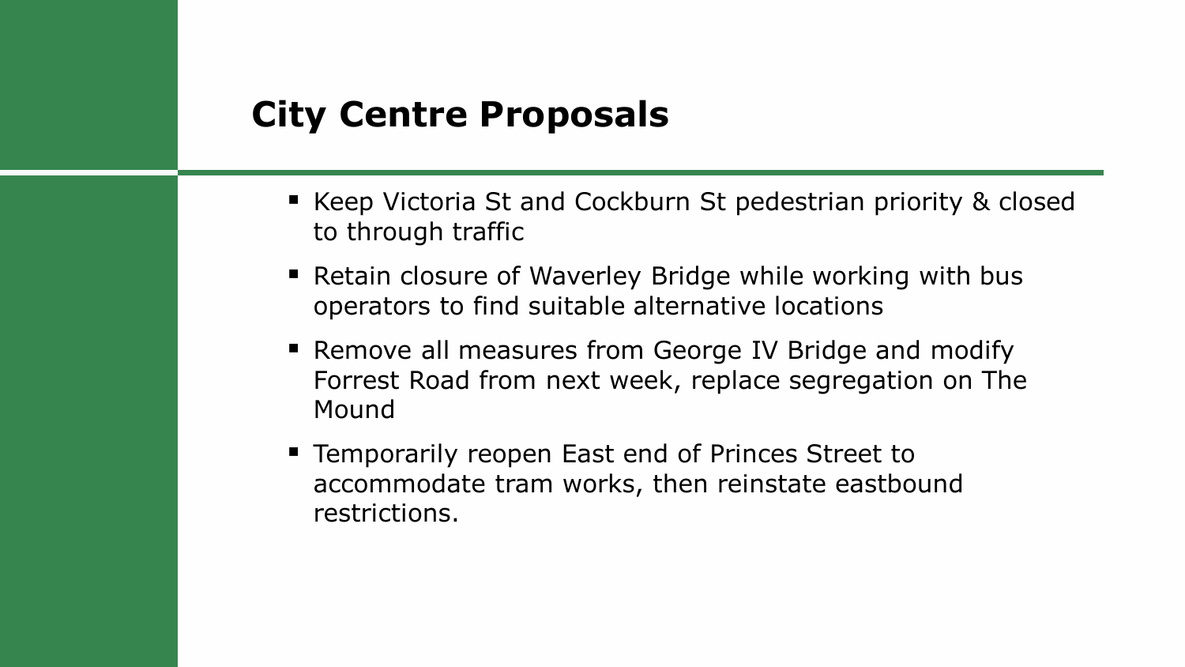## City Centre Proposals

- Keep Victoria St and Cockburn St pedestrian priority & closed to through traffic
- Retain closure of Waverley Bridge while working with bus operators to find suitable alternative locations
- Remove all measures from George IV Bridge and modify Forrest Road from next week, replace segregation on The Mound
- Temporarily reopen East end of Princes Street to accommodate tram works, then reinstate eastbound restrictions.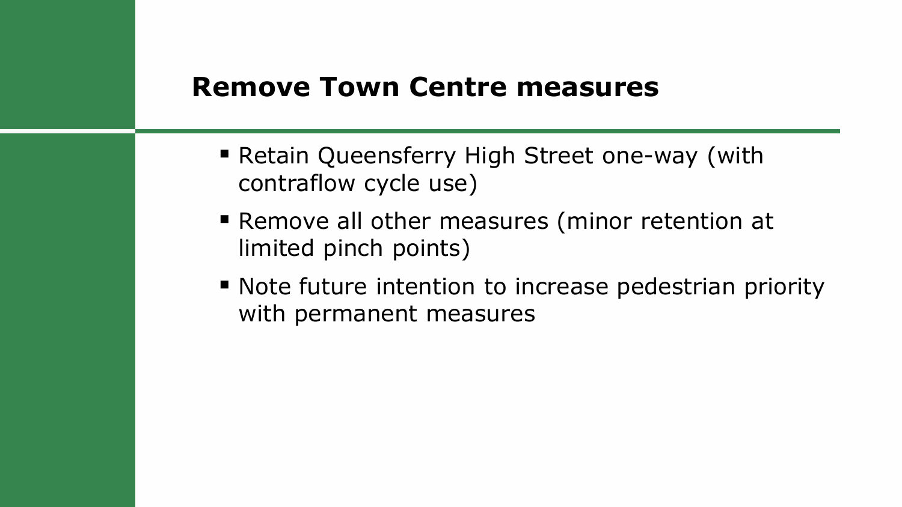## Remove Town Centre measures

- Retain Queensferry High Street one-way (with contraflow cycle use)
- Remove all other measures (minor retention at limited pinch points)
- Note future intention to increase pedestrian priority with permanent measures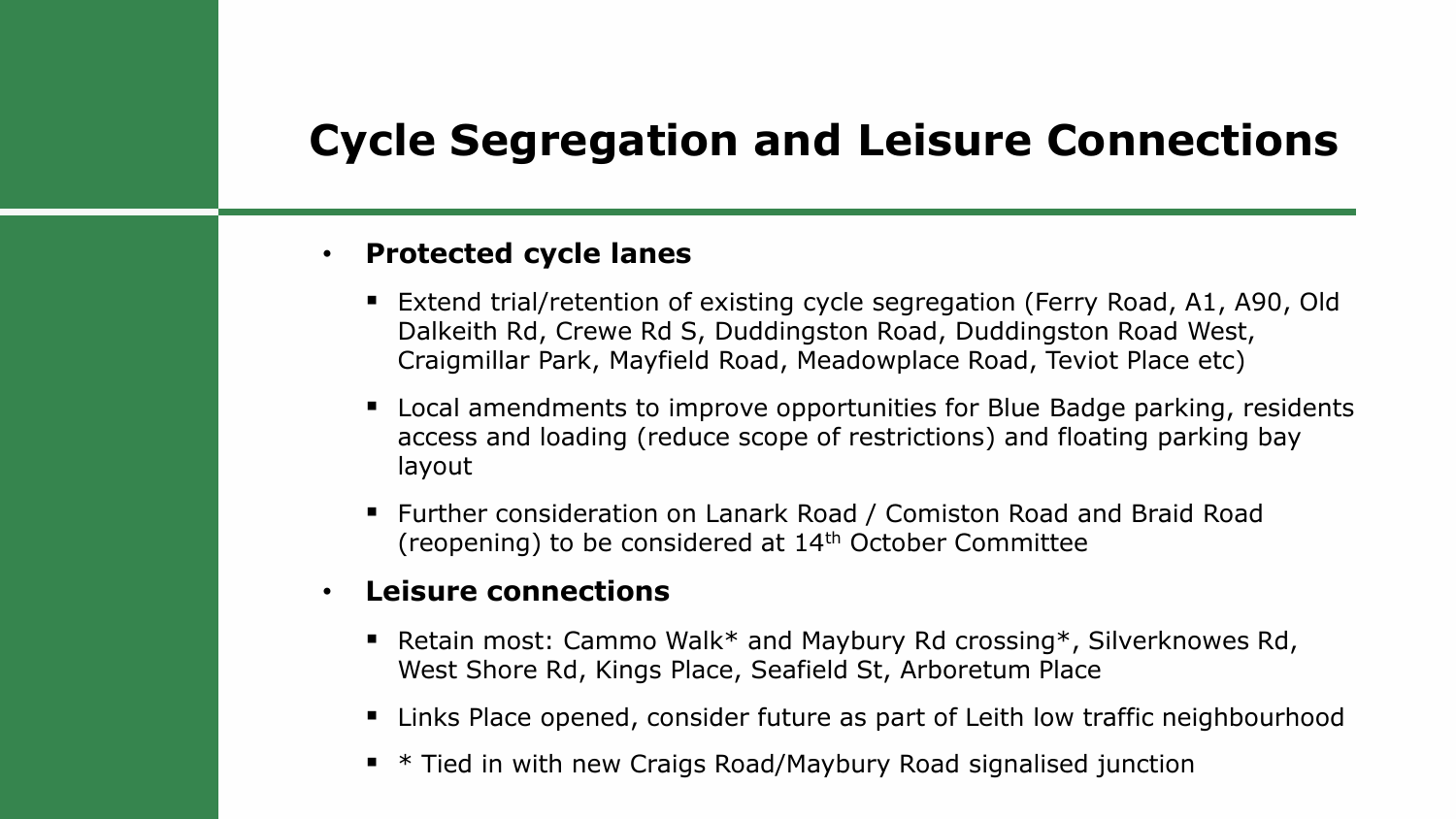# Cycle Segregation and Leisure Connections

- **Protected cycle lanes**
  - Extend trial/retention of existing cycle segregation (Ferry Road, A1, A90, Old Dalkeith Rd, Crewe Rd S, Duddingston Road, Duddingston Road West, Craigmillar Park, Mayfield Road, Meadowplace Road, Teviot Place etc)
  - Local amendments to improve opportunities for Blue Badge parking, residents access and loading (reduce scope of restrictions) and floating parking bay layout
  - Further consideration on Lanark Road / Comiston Road and Braid Road (reopening) to be considered at 14th October Committee
- **Leisure connections**
  - Retain most: Cammo Walk* and Maybury Rd crossing*, Silverknowes Rd, West Shore Rd, Kings Place, Seafield St, Arboretum Place
  - Links Place opened, consider future as part of Leith low traffic neighbourhood
  - * Tied in with new Craigs Road/Maybury Road signalised junction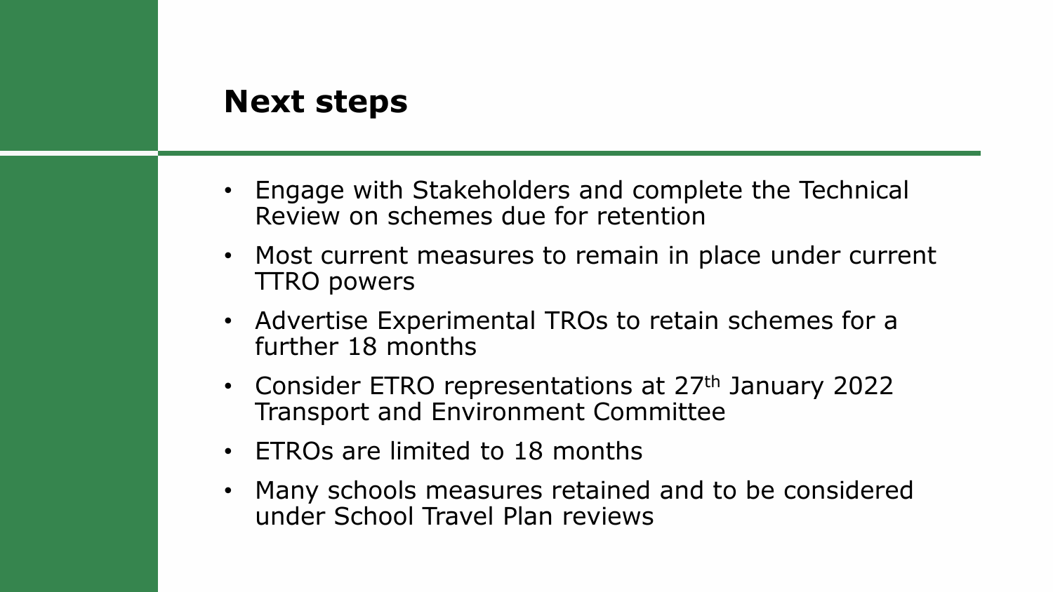## Next steps

- Engage with Stakeholders and complete the Technical Review on schemes due for retention
- Most current measures to remain in place under current TTRO powers
- Advertise Experimental TROs to retain schemes for a further 18 months
- Consider ETRO representations at 27th January 2022 Transport and Environment Committee
- ETROs are limited to 18 months
- Many schools measures retained and to be considered under School Travel Plan reviews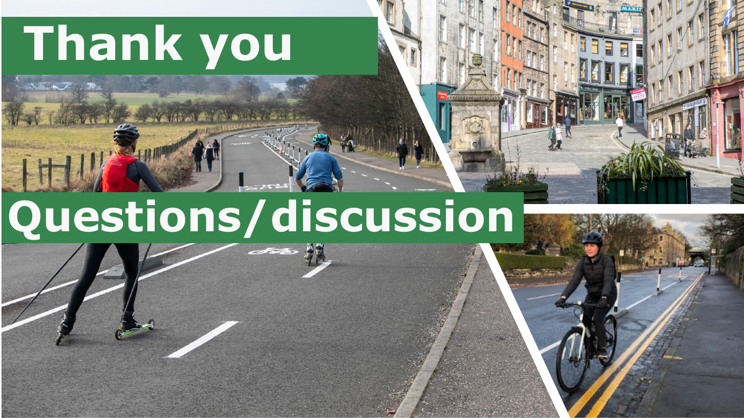# Thank you

# Questions/discussion